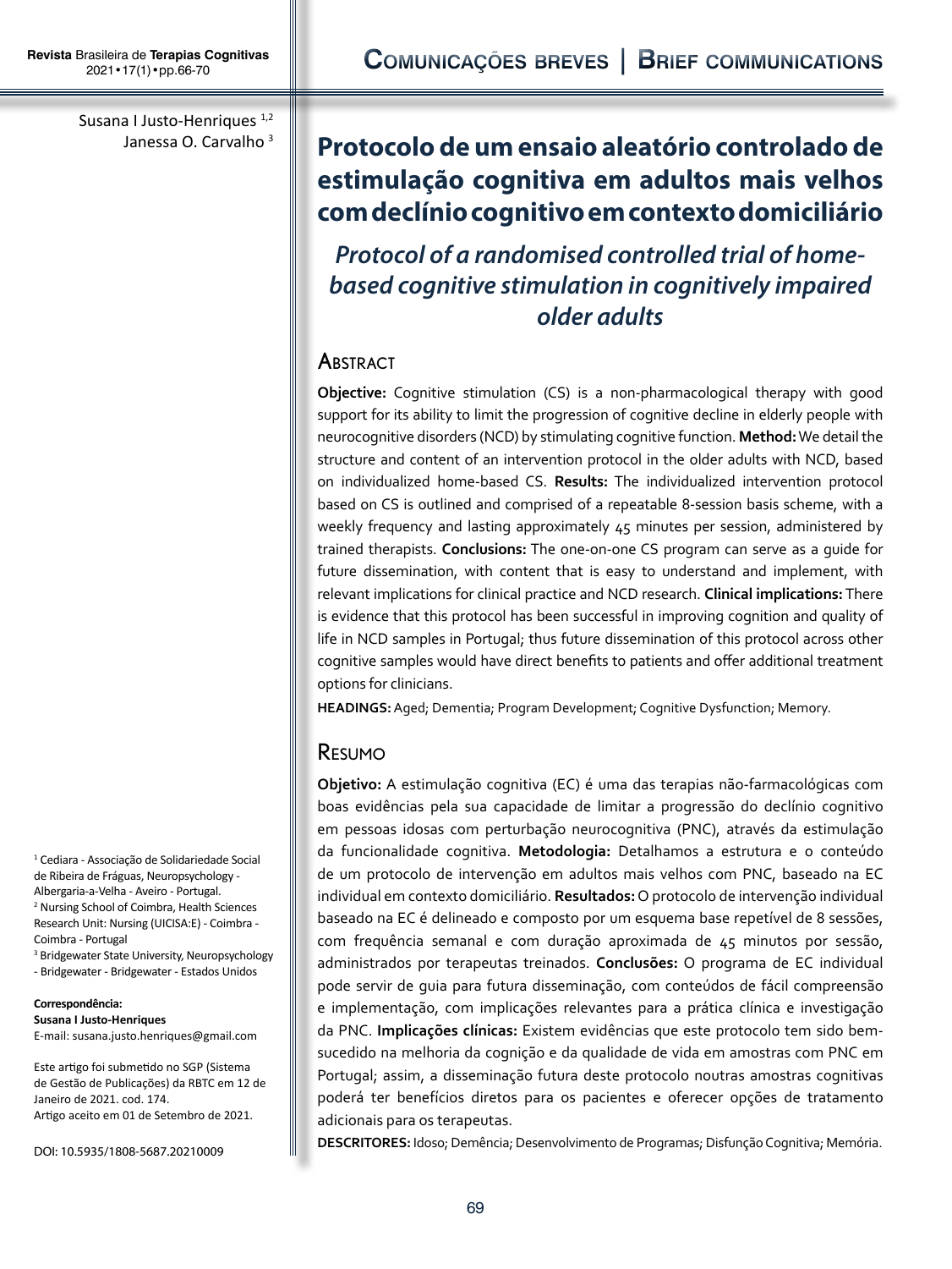Comunicações breves | Brief communications

Susana I Justo-Henriques [1,2]
Janessa O. Carvalho [3]

# Protocolo de um ensaio aleatório controlado de estimulação cognitiva em adultos mais velhos com declínio cognitivo em contexto domiciliário

## *Protocol of a randomised controlled trial of home-based cognitive stimulation in cognitively impaired older adults*

## Abstract

**Objective:** Cognitive stimulation (CS) is a non-pharmacological therapy with good support for its ability to limit the progression of cognitive decline in elderly people with neurocognitive disorders (NCD) by stimulating cognitive function. **Method:** We detail the structure and content of an intervention protocol in the older adults with NCD, based on individualized home-based CS. **Results:** The individualized intervention protocol based on CS is outlined and comprised of a repeatable 8-session basis scheme, with a weekly frequency and lasting approximately 45 minutes per session, administered by trained therapists. **Conclusions:** The one-on-one CS program can serve as a guide for future dissemination, with content that is easy to understand and implement, with relevant implications for clinical practice and NCD research. **Clinical implications:** There is evidence that this protocol has been successful in improving cognition and quality of life in NCD samples in Portugal; thus future dissemination of this protocol across other cognitive samples would have direct benefits to patients and offer additional treatment options for clinicians.

**HEADINGS:** Aged; Dementia; Program Development; Cognitive Dysfunction; Memory.

## Resumo

**Objetivo:** A estimulação cognitiva (EC) é uma das terapias não-farmacológicas com boas evidências pela sua capacidade de limitar a progressão do declínio cognitivo em pessoas idosas com perturbação neurocognitiva (PNC), através da estimulação da funcionalidade cognitiva. **Metodologia:** Detalhamos a estrutura e o conteúdo de um protocolo de intervenção em adultos mais velhos com PNC, baseado na EC individual em contexto domiciliário. **Resultados:** O protocolo de intervenção individual baseado na EC é delineado e composto por um esquema base repetível de 8 sessões, com frequência semanal e com duração aproximada de 45 minutos por sessão, administrados por terapeutas treinados. **Conclusões:** O programa de EC individual pode servir de guia para futura disseminação, com conteúdos de fácil compreensão e implementação, com implicações relevantes para a prática clínica e investigação da PNC. **Implicações clínicas:** Existem evidências que este protocolo tem sido bem-sucedido na melhoria da cognição e da qualidade de vida em amostras com PNC em Portugal; assim, a disseminação futura deste protocolo noutras amostras cognitivas poderá ter benefícios diretos para os pacientes e oferecer opções de tratamento adicionais para os terapeutas.

**DESCRITORES:** Idoso; Demência; Desenvolvimento de Programas; Disfunção Cognitiva; Memória.

---

[1] Cediara - Associação de Solidariedade Social de Ribeira de Fráguas, Neuropsychology - Albergaria-a-Velha - Aveiro - Portugal.
[2] Nursing School of Coimbra, Health Sciences Research Unit: Nursing (UICISA:E) - Coimbra - Coimbra - Portugal
[3] Bridgewater State University, Neuropsychology - Bridgewater - Bridgewater - Estados Unidos

**Correspondência:**
**Susana I Justo-Henriques**
E-mail: susana.justo.henriques@gmail.com

Este artigo foi submetido no SGP (Sistema de Gestão de Publicações) da RBTC em 12 de Janeiro de 2021. cod. 174.
Artigo aceito em 01 de Setembro de 2021.

DOI: 10.5935/1808-5687.20210009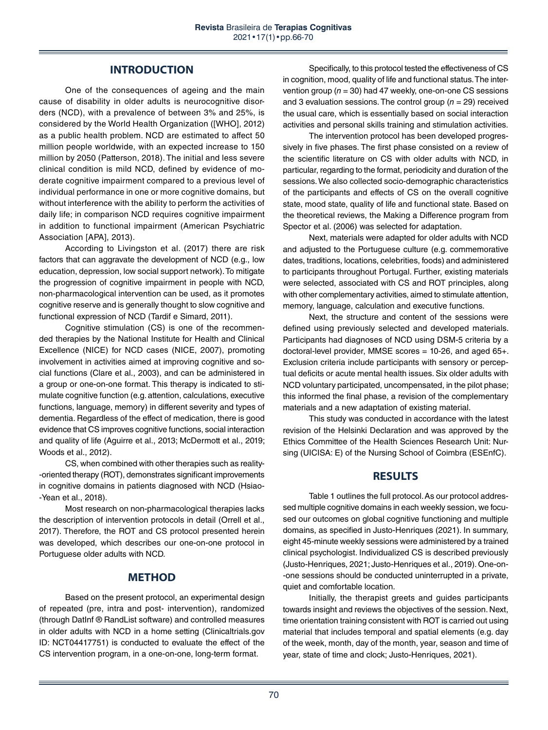## INTRODUCTION

One of the consequences of ageing and the main cause of disability in older adults is neurocognitive disorders (NCD), with a prevalence of between 3% and 25%, is considered by the World Health Organization ([WHO], 2012) as a public health problem. NCD are estimated to affect 50 million people worldwide, with an expected increase to 150 million by 2050 (Patterson, 2018). The initial and less severe clinical condition is mild NCD, defined by evidence of moderate cognitive impairment compared to a previous level of individual performance in one or more cognitive domains, but without interference with the ability to perform the activities of daily life; in comparison NCD requires cognitive impairment in addition to functional impairment (American Psychiatric Association [APA], 2013).

According to Livingston et al. (2017) there are risk factors that can aggravate the development of NCD (e.g., low education, depression, low social support network). To mitigate the progression of cognitive impairment in people with NCD, non-pharmacological intervention can be used, as it promotes cognitive reserve and is generally thought to slow cognitive and functional expression of NCD (Tardif e Simard, 2011).

Cognitive stimulation (CS) is one of the recommended therapies by the National Institute for Health and Clinical Excellence (NICE) for NCD cases (NICE, 2007), promoting involvement in activities aimed at improving cognitive and social functions (Clare et al., 2003), and can be administered in a group or one-on-one format. This therapy is indicated to stimulate cognitive function (e.g. attention, calculations, executive functions, language, memory) in different severity and types of dementia. Regardless of the effect of medication, there is good evidence that CS improves cognitive functions, social interaction and quality of life (Aguirre et al., 2013; McDermott et al., 2019; Woods et al., 2012).

CS, when combined with other therapies such as reality-oriented therapy (ROT), demonstrates significant improvements in cognitive domains in patients diagnosed with NCD (Hsiao-Yean et al., 2018).

Most research on non-pharmacological therapies lacks the description of intervention protocols in detail (Orrell et al., 2017). Therefore, the ROT and CS protocol presented herein was developed, which describes our one-on-one protocol in Portuguese older adults with NCD.

## METHOD

Based on the present protocol, an experimental design of repeated (pre, intra and post- intervention), randomized (through DatInf ® RandList software) and controlled measures in older adults with NCD in a home setting (Clinicaltrials.gov ID: NCT04417751) is conducted to evaluate the effect of the CS intervention program, in a one-on-one, long-term format.

Specifically, to this protocol tested the effectiveness of CS in cognition, mood, quality of life and functional status. The intervention group (*n* = 30) had 47 weekly, one-on-one CS sessions and 3 evaluation sessions. The control group (*n* = 29) received the usual care, which is essentially based on social interaction activities and personal skills training and stimulation activities.

The intervention protocol has been developed progressively in five phases. The first phase consisted on a review of the scientific literature on CS with older adults with NCD, in particular, regarding to the format, periodicity and duration of the sessions. We also collected socio-demographic characteristics of the participants and effects of CS on the overall cognitive state, mood state, quality of life and functional state. Based on the theoretical reviews, the Making a Difference program from Spector et al. (2006) was selected for adaptation.

Next, materials were adapted for older adults with NCD and adjusted to the Portuguese culture (e.g. commemorative dates, traditions, locations, celebrities, foods) and administered to participants throughout Portugal. Further, existing materials were selected, associated with CS and ROT principles, along with other complementary activities, aimed to stimulate attention, memory, language, calculation and executive functions.

Next, the structure and content of the sessions were defined using previously selected and developed materials. Participants had diagnoses of NCD using DSM-5 criteria by a doctoral-level provider, MMSE scores = 10-26, and aged 65+. Exclusion criteria include participants with sensory or perceptual deficits or acute mental health issues. Six older adults with NCD voluntary participated, uncompensated, in the pilot phase; this informed the final phase, a revision of the complementary materials and a new adaptation of existing material.

This study was conducted in accordance with the latest revision of the Helsinki Declaration and was approved by the Ethics Committee of the Health Sciences Research Unit: Nursing (UICISA: E) of the Nursing School of Coimbra (ESEnfC).

## RESULTS

Table 1 outlines the full protocol. As our protocol addressed multiple cognitive domains in each weekly session, we focused our outcomes on global cognitive functioning and multiple domains, as specified in Justo-Henriques (2021). In summary, eight 45-minute weekly sessions were administered by a trained clinical psychologist. Individualized CS is described previously (Justo-Henriques, 2021; Justo-Henriques et al., 2019). One-on-one sessions should be conducted uninterrupted in a private, quiet and comfortable location.

Initially, the therapist greets and guides participants towards insight and reviews the objectives of the session. Next, time orientation training consistent with ROT is carried out using material that includes temporal and spatial elements (e.g. day of the week, month, day of the month, year, season and time of year, state of time and clock; Justo-Henriques, 2021).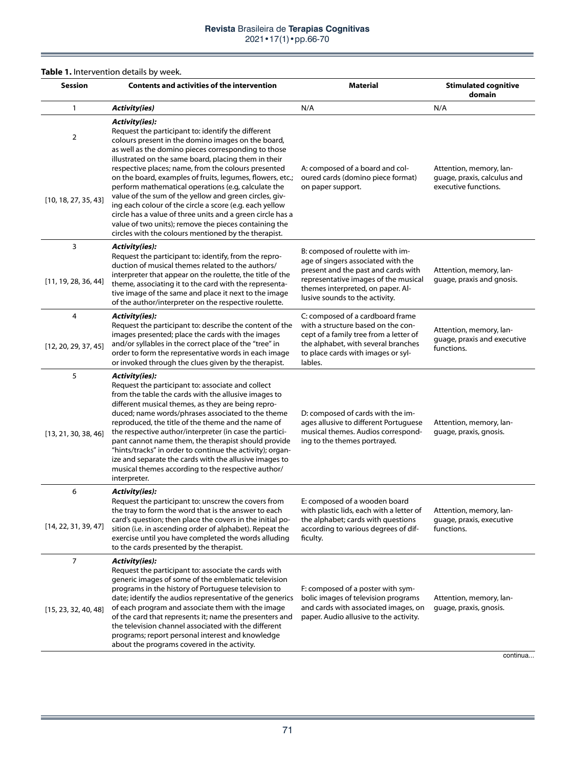**Table 1.** Intervention details by week.

| Session | Contents and activities of the intervention | Material | Stimulated cognitive domain |
|---|---|---|---|
| 1 | ***Activity(ies)*** | N/A | N/A |
| 2 [10, 18, 27, 35, 43] | ***Activity(ies):*** Request the participant to: identify the different colours present in the domino images on the board, as well as the domino pieces corresponding to those illustrated on the same board, placing them in their respective places; name, from the colours presented on the board, examples of fruits, legumes, flowers, etc.; perform mathematical operations (e.g, calculate the value of the sum of the yellow and green circles, giving each colour of the circle a score (e.g. each yellow circle has a value of three units and a green circle has a value of two units); remove the pieces containing the circles with the colours mentioned by the therapist. | A: composed of a board and coloured cards (domino piece format) on paper support. | Attention, memory, language, praxis, calculus and executive functions. |
| 3 [11, 19, 28, 36, 44] | ***Activity(ies):*** Request the participant to: identify, from the reproduction of musical themes related to the authors/interpreter that appear on the roulette, the title of the theme, associating it to the card with the representative image of the same and place it next to the image of the author/interpreter on the respective roulette. | B: composed of roulette with image of singers associated with the present and the past and cards with representative images of the musical themes interpreted, on paper. Allusive sounds to the activity. | Attention, memory, language, praxis and gnosis. |
| 4 [12, 20, 29, 37, 45] | ***Activity(ies):*** Request the participant to: describe the content of the images presented; place the cards with the images and/or syllables in the correct place of the "tree" in order to form the representative words in each image or invoked through the clues given by the therapist. | C: composed of a cardboard frame with a structure based on the concept of a family tree from a letter of the alphabet, with several branches to place cards with images or syllables. | Attention, memory, language, praxis and executive functions. |
| 5 [13, 21, 30, 38, 46] | ***Activity(ies):*** Request the participant to: associate and collect from the table the cards with the allusive images to different musical themes, as they are being reproduced; name words/phrases associated to the theme reproduced, the title of the theme and the name of the respective author/interpreter (in case the participant cannot name them, the therapist should provide "hints/tracks" in order to continue the activity); organize and separate the cards with the allusive images to musical themes according to the respective author/interpreter. | D: composed of cards with the images allusive to different Portuguese musical themes. Audios corresponding to the themes portrayed. | Attention, memory, language, praxis, gnosis. |
| 6 [14, 22, 31, 39, 47] | ***Activity(ies):*** Request the participant to: unscrew the covers from the tray to form the word that is the answer to each card's question; then place the covers in the initial position (i.e. in ascending order of alphabet). Repeat the exercise until you have completed the words alluding to the cards presented by the therapist. | E: composed of a wooden board with plastic lids, each with a letter of the alphabet; cards with questions according to various degrees of difficulty. | Attention, memory, language, praxis, executive functions. |
| 7 [15, 23, 32, 40, 48] | ***Activity(ies):*** Request the participant to: associate the cards with generic images of some of the emblematic television programs in the history of Portuguese television to date; identify the audios representative of the generics of each program and associate them with the image of the card that represents it; name the presenters and the television channel associated with the different programs; report personal interest and knowledge about the programs covered in the activity. | F: composed of a poster with symbolic images of television programs and cards with associated images, on paper. Audio allusive to the activity. | Attention, memory, language, praxis, gnosis. |

continua...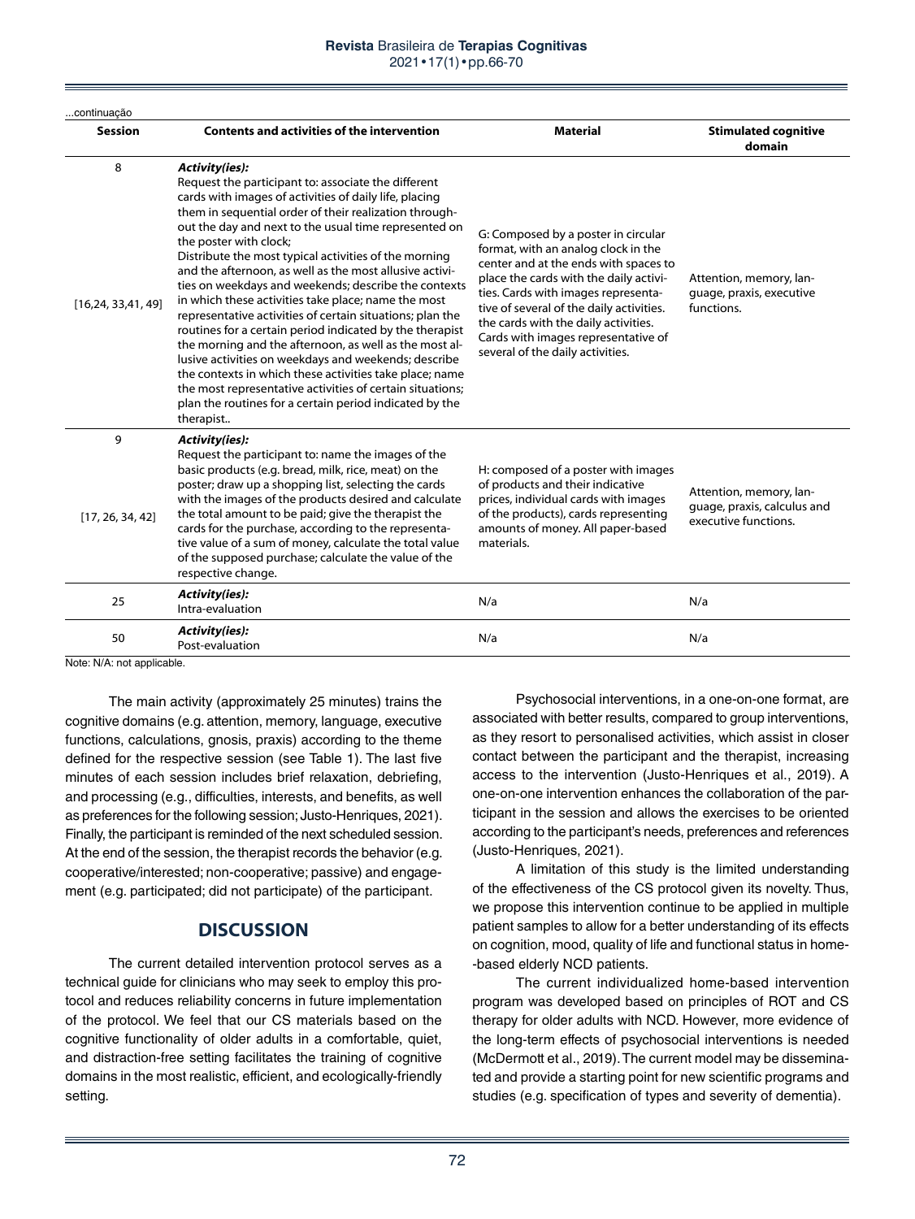...continuação

| Session | Contents and activities of the intervention | Material | Stimulated cognitive domain |
|---|---|---|---|
| 8<br><br>[16,24, 33,41, 49] | ***Activity(ies):***<br>Request the participant to: associate the different cards with images of activities of daily life, placing them in sequential order of their realization throughout the day and next to the usual time represented on the poster with clock;<br>Distribute the most typical activities of the morning and the afternoon, as well as the most allusive activities on weekdays and weekends; describe the contexts in which these activities take place; name the most representative activities of certain situations; plan the routines for a certain period indicated by the therapist the morning and the afternoon, as well as the most allusive activities on weekdays and weekends; describe the contexts in which these activities take place; name the most representative activities of certain situations; plan the routines for a certain period indicated by the therapist.. | G: Composed by a poster in circular format, with an analog clock in the center and at the ends with spaces to place the cards with the daily activities. Cards with images representative of several of the daily activities. the cards with the daily activities. Cards with images representative of several of the daily activities. | Attention, memory, language, praxis, executive functions. |
| 9<br><br>[17, 26, 34, 42] | ***Activity(ies):***<br>Request the participant to: name the images of the basic products (e.g. bread, milk, rice, meat) on the poster; draw up a shopping list, selecting the cards with the images of the products desired and calculate the total amount to be paid; give the therapist the cards for the purchase, according to the representative value of a sum of money, calculate the total value of the supposed purchase; calculate the value of the respective change. | H: composed of a poster with images of products and their indicative prices, individual cards with images of the products), cards representing amounts of money. All paper-based materials. | Attention, memory, language, praxis, calculus and executive functions. |
| 25 | ***Activity(ies):***<br>Intra-evaluation | N/a | N/a |
| 50 | ***Activity(ies):***<br>Post-evaluation | N/a | N/a |

Note: N/A: not applicable.

The main activity (approximately 25 minutes) trains the cognitive domains (e.g. attention, memory, language, executive functions, calculations, gnosis, praxis) according to the theme defined for the respective session (see Table 1). The last five minutes of each session includes brief relaxation, debriefing, and processing (e.g., difficulties, interests, and benefits, as well as preferences for the following session; Justo-Henriques, 2021). Finally, the participant is reminded of the next scheduled session. At the end of the session, the therapist records the behavior (e.g. cooperative/interested; non-cooperative; passive) and engagement (e.g. participated; did not participate) of the participant.

## DISCUSSION

The current detailed intervention protocol serves as a technical guide for clinicians who may seek to employ this protocol and reduces reliability concerns in future implementation of the protocol. We feel that our CS materials based on the cognitive functionality of older adults in a comfortable, quiet, and distraction-free setting facilitates the training of cognitive domains in the most realistic, efficient, and ecologically-friendly setting.

Psychosocial interventions, in a one-on-one format, are associated with better results, compared to group interventions, as they resort to personalised activities, which assist in closer contact between the participant and the therapist, increasing access to the intervention (Justo-Henriques et al., 2019). A one-on-one intervention enhances the collaboration of the participant in the session and allows the exercises to be oriented according to the participant's needs, preferences and references (Justo-Henriques, 2021).

A limitation of this study is the limited understanding of the effectiveness of the CS protocol given its novelty. Thus, we propose this intervention continue to be applied in multiple patient samples to allow for a better understanding of its effects on cognition, mood, quality of life and functional status in home-based elderly NCD patients.

The current individualized home-based intervention program was developed based on principles of ROT and CS therapy for older adults with NCD. However, more evidence of the long-term effects of psychosocial interventions is needed (McDermott et al., 2019). The current model may be disseminated and provide a starting point for new scientific programs and studies (e.g. specification of types and severity of dementia).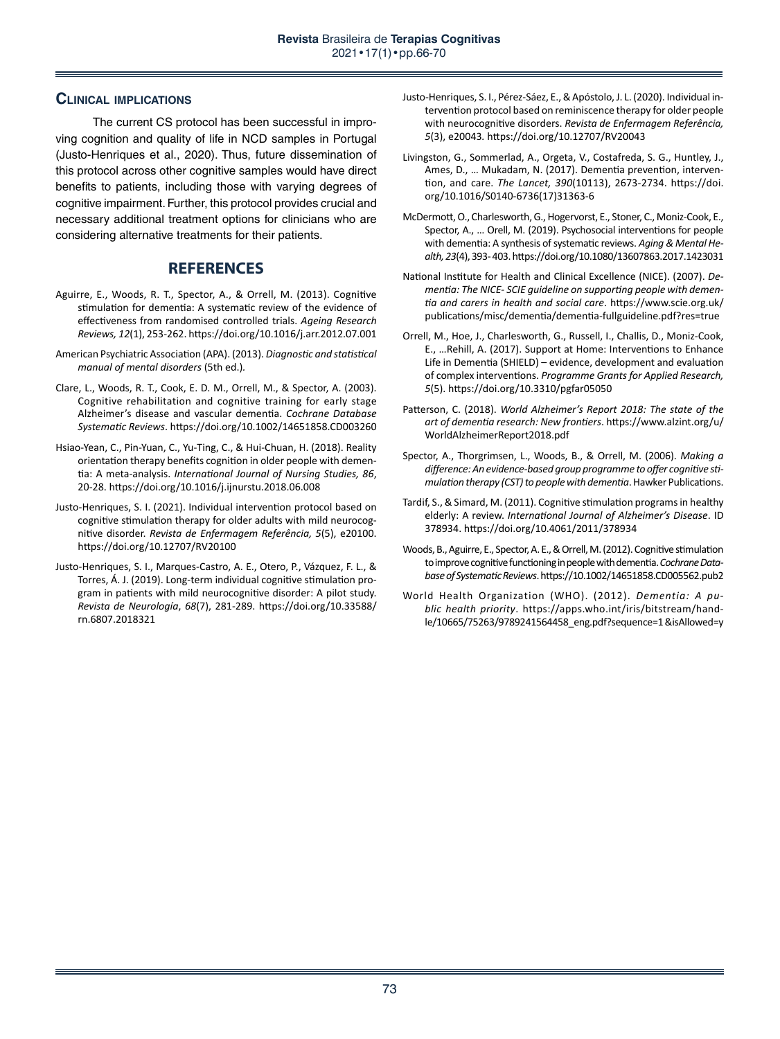## Clinical implications

The current CS protocol has been successful in improving cognition and quality of life in NCD samples in Portugal (Justo-Henriques et al., 2020). Thus, future dissemination of this protocol across other cognitive samples would have direct benefits to patients, including those with varying degrees of cognitive impairment. Further, this protocol provides crucial and necessary additional treatment options for clinicians who are considering alternative treatments for their patients.

## REFERENCES

Aguirre, E., Woods, R. T., Spector, A., & Orrell, M. (2013). Cognitive stimulation for dementia: A systematic review of the evidence of effectiveness from randomised controlled trials. *Ageing Research Reviews, 12*(1), 253-262. https://doi.org/10.1016/j.arr.2012.07.001

American Psychiatric Association (APA). (2013). *Diagnostic and statistical manual of mental disorders* (5th ed.).

Clare, L., Woods, R. T., Cook, E. D. M., Orrell, M., & Spector, A. (2003). Cognitive rehabilitation and cognitive training for early stage Alzheimer's disease and vascular dementia. *Cochrane Database Systematic Reviews*. https://doi.org/10.1002/14651858.CD003260

Hsiao-Yean, C., Pin-Yuan, C., Yu-Ting, C., & Hui-Chuan, H. (2018). Reality orientation therapy benefits cognition in older people with dementia: A meta-analysis. *International Journal of Nursing Studies, 86*, 20-28. https://doi.org/10.1016/j.ijnurstu.2018.06.008

Justo-Henriques, S. I. (2021). Individual intervention protocol based on cognitive stimulation therapy for older adults with mild neurocognitive disorder. *Revista de Enfermagem Referência, 5*(5), e20100. https://doi.org/10.12707/RV20100

Justo-Henriques, S. I., Marques-Castro, A. E., Otero, P., Vázquez, F. L., & Torres, Á. J. (2019). Long-term individual cognitive stimulation program in patients with mild neurocognitive disorder: A pilot study. *Revista de Neurología*, *68*(7), 281-289. https://doi.org/10.33588/rn.6807.2018321

Justo-Henriques, S. I., Pérez-Sáez, E., & Apóstolo, J. L. (2020). Individual intervention protocol based on reminiscence therapy for older people with neurocognitive disorders. *Revista de Enfermagem Referência, 5*(3), e20043. https://doi.org/10.12707/RV20043

Livingston, G., Sommerlad, A., Orgeta, V., Costafreda, S. G., Huntley, J., Ames, D., … Mukadam, N. (2017). Dementia prevention, intervention, and care. *The Lancet, 390*(10113), 2673-2734. https://doi.org/10.1016/S0140-6736(17)31363-6

McDermott, O., Charlesworth, G., Hogervorst, E., Stoner, C., Moniz-Cook, E., Spector, A., … Orell, M. (2019). Psychosocial interventions for people with dementia: A synthesis of systematic reviews. *Aging & Mental Health, 23*(4), 393- 403. https://doi.org/10.1080/13607863.2017.1423031

National Institute for Health and Clinical Excellence (NICE). (2007). *Dementia: The NICE- SCIE guideline on supporting people with dementia and carers in health and social care*. https://www.scie.org.uk/publications/misc/dementia/dementia-fullguideline.pdf?res=true

Orrell, M., Hoe, J., Charlesworth, G., Russell, I., Challis, D., Moniz-Cook, E., …Rehill, A. (2017). Support at Home: Interventions to Enhance Life in Dementia (SHIELD) – evidence, development and evaluation of complex interventions. *Programme Grants for Applied Research, 5*(5). https://doi.org/10.3310/pgfar05050

Patterson, C. (2018). *World Alzheimer's Report 2018: The state of the art of dementia research: New frontiers*. https://www.alzint.org/u/WorldAlzheimerReport2018.pdf

Spector, A., Thorgrimsen, L., Woods, B., & Orrell, M. (2006). *Making a difference: An evidence-based group programme to offer cognitive stimulation therapy (CST) to people with dementia*. Hawker Publications.

Tardif, S., & Simard, M. (2011). Cognitive stimulation programs in healthy elderly: A review. *International Journal of Alzheimer's Disease*. ID 378934. https://doi.org/10.4061/2011/378934

Woods, B., Aguirre, E., Spector, A. E., & Orrell, M. (2012). Cognitive stimulation to improve cognitive functioning in people with dementia. *Cochrane Database of Systematic Reviews*. https://10.1002/14651858.CD005562.pub2

World Health Organization (WHO). (2012). *Dementia: A public health priority*. https://apps.who.int/iris/bitstream/handle/10665/75263/9789241564458_eng.pdf?sequence=1&isAllowed=y